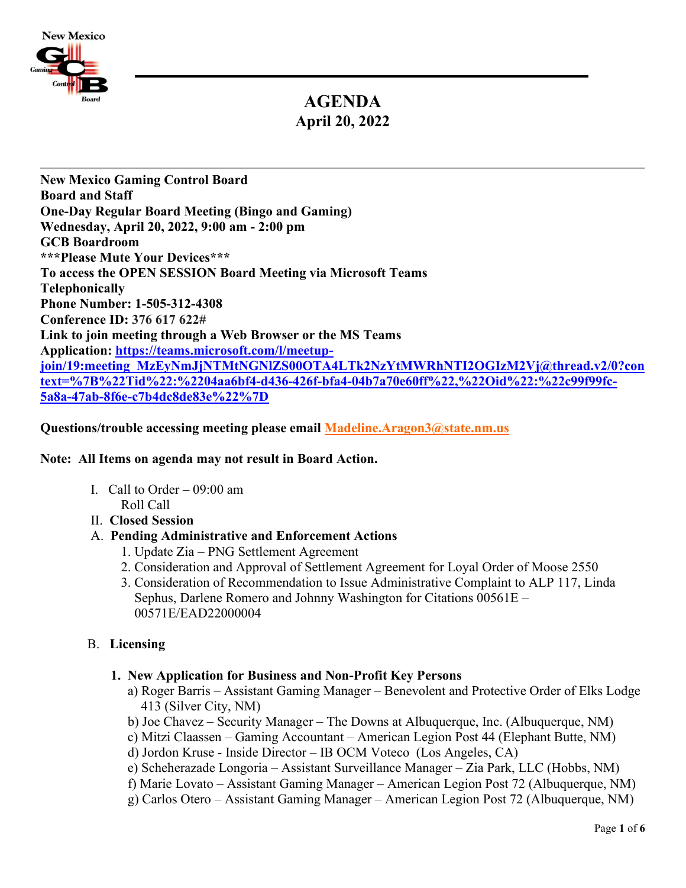# AGENDA
## April 20, 2022

**New Mexico Gaming Control Board**
**Board and Staff**
**One-Day Regular Board Meeting (Bingo and Gaming)**
**Wednesday, April 20, 2022, 9:00 am - 2:00 pm**
**GCB Boardroom**
**\*\*\*Please Mute Your Devices\*\*\***
**To access the OPEN SESSION Board Meeting via Microsoft Teams**
**Telephonically**
**Phone Number: 1-505-312-4308**
**Conference ID: 376 617 622#**
**Link to join meeting through a Web Browser or the MS Teams Application: https://teams.microsoft.com/l/meetup-join/19:meeting_MzEyNmJjNTMtNGNlZS00OTA4LTk2NzYtMWRhNTI2OGIzM2Vj@thread.v2/0?context=%7B%22Tid%22:%2204aa6bf4-d436-426f-bfa4-04b7a70e60ff%22,%22Oid%22:%22c99f99fc-5a8a-47ab-8f6e-c7b4dc8de83e%22%7D**

**Questions/trouble accessing meeting please email Madeline.Aragon3@state.nm.us**

**Note: All Items on agenda may not result in Board Action.**

I. Call to Order – 09:00 am
   Roll Call

II. **Closed Session**

A. **Pending Administrative and Enforcement Actions**
   1. Update Zia – PNG Settlement Agreement
   2. Consideration and Approval of Settlement Agreement for Loyal Order of Moose 2550
   3. Consideration of Recommendation to Issue Administrative Complaint to ALP 117, Linda Sephus, Darlene Romero and Johnny Washington for Citations 00561E – 00571E/EAD22000004

B. **Licensing**

   **1. New Application for Business and Non-Profit Key Persons**
   a) Roger Barris – Assistant Gaming Manager – Benevolent and Protective Order of Elks Lodge 413 (Silver City, NM)
   b) Joe Chavez – Security Manager – The Downs at Albuquerque, Inc. (Albuquerque, NM)
   c) Mitzi Claassen – Gaming Accountant – American Legion Post 44 (Elephant Butte, NM)
   d) Jordon Kruse - Inside Director – IB OCM Voteco (Los Angeles, CA)
   e) Scheherazade Longoria – Assistant Surveillance Manager – Zia Park, LLC (Hobbs, NM)
   f) Marie Lovato – Assistant Gaming Manager – American Legion Post 72 (Albuquerque, NM)
   g) Carlos Otero – Assistant Gaming Manager – American Legion Post 72 (Albuquerque, NM)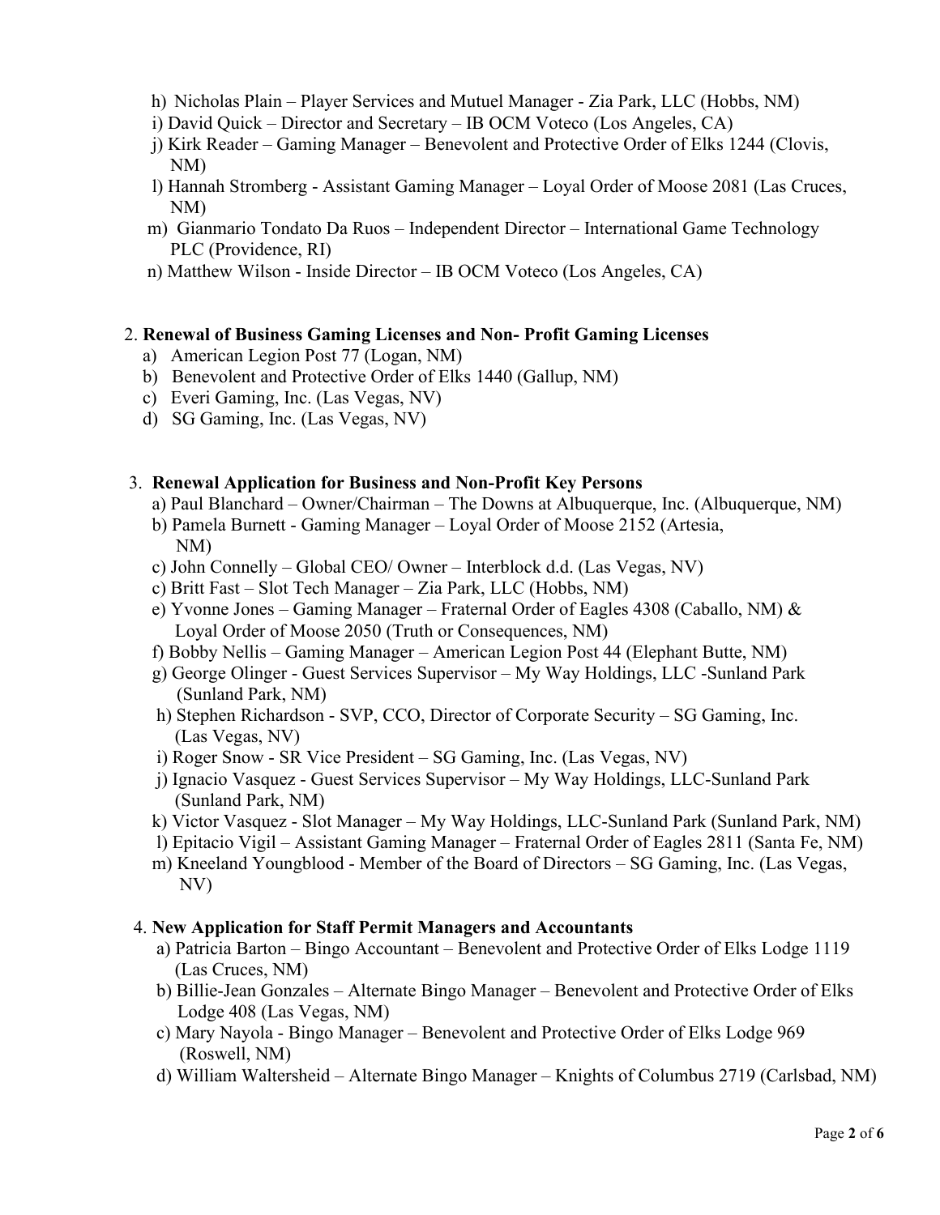h) Nicholas Plain – Player Services and Mutuel Manager - Zia Park, LLC (Hobbs, NM)
i) David Quick – Director and Secretary – IB OCM Voteco (Los Angeles, CA)
j) Kirk Reader – Gaming Manager – Benevolent and Protective Order of Elks 1244 (Clovis, NM)
l) Hannah Stromberg - Assistant Gaming Manager – Loyal Order of Moose 2081 (Las Cruces, NM)
m) Gianmario Tondato Da Ruos – Independent Director – International Game Technology PLC (Providence, RI)
n) Matthew Wilson - Inside Director – IB OCM Voteco (Los Angeles, CA)

2. **Renewal of Business Gaming Licenses and Non- Profit Gaming Licenses**
   a) American Legion Post 77 (Logan, NM)
   b) Benevolent and Protective Order of Elks 1440 (Gallup, NM)
   c) Everi Gaming, Inc. (Las Vegas, NV)
   d) SG Gaming, Inc. (Las Vegas, NV)

3. **Renewal Application for Business and Non-Profit Key Persons**
   a) Paul Blanchard – Owner/Chairman – The Downs at Albuquerque, Inc. (Albuquerque, NM)
   b) Pamela Burnett - Gaming Manager – Loyal Order of Moose 2152 (Artesia, NM)
   c) John Connelly – Global CEO/ Owner – Interblock d.d. (Las Vegas, NV)
   c) Britt Fast – Slot Tech Manager – Zia Park, LLC (Hobbs, NM)
   e) Yvonne Jones – Gaming Manager – Fraternal Order of Eagles 4308 (Caballo, NM) & Loyal Order of Moose 2050 (Truth or Consequences, NM)
   f) Bobby Nellis – Gaming Manager – American Legion Post 44 (Elephant Butte, NM)
   g) George Olinger - Guest Services Supervisor – My Way Holdings, LLC -Sunland Park (Sunland Park, NM)
   h) Stephen Richardson - SVP, CCO, Director of Corporate Security – SG Gaming, Inc. (Las Vegas, NV)
   i) Roger Snow - SR Vice President – SG Gaming, Inc. (Las Vegas, NV)
   j) Ignacio Vasquez - Guest Services Supervisor – My Way Holdings, LLC-Sunland Park (Sunland Park, NM)
   k) Victor Vasquez - Slot Manager – My Way Holdings, LLC-Sunland Park (Sunland Park, NM)
   l) Epitacio Vigil – Assistant Gaming Manager – Fraternal Order of Eagles 2811 (Santa Fe, NM)
   m) Kneeland Youngblood - Member of the Board of Directors – SG Gaming, Inc. (Las Vegas, NV)

4. **New Application for Staff Permit Managers and Accountants**
   a) Patricia Barton – Bingo Accountant – Benevolent and Protective Order of Elks Lodge 1119 (Las Cruces, NM)
   b) Billie-Jean Gonzales – Alternate Bingo Manager – Benevolent and Protective Order of Elks Lodge 408 (Las Vegas, NM)
   c) Mary Nayola - Bingo Manager – Benevolent and Protective Order of Elks Lodge 969 (Roswell, NM)
   d) William Waltersheid – Alternate Bingo Manager – Knights of Columbus 2719 (Carlsbad, NM)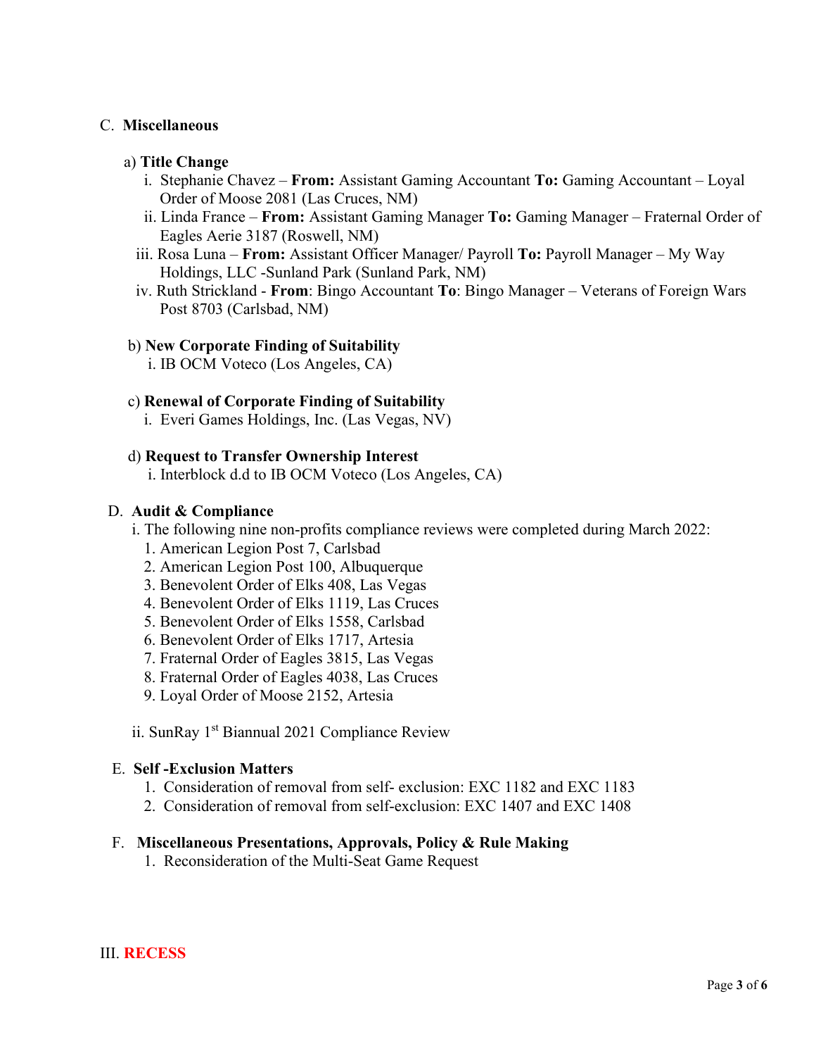C. **Miscellaneous**

a) **Title Change**

i. Stephanie Chavez – **From:** Assistant Gaming Accountant **To:** Gaming Accountant – Loyal Order of Moose 2081 (Las Cruces, NM)

ii. Linda France – **From:** Assistant Gaming Manager **To:** Gaming Manager – Fraternal Order of Eagles Aerie 3187 (Roswell, NM)

iii. Rosa Luna – **From:** Assistant Officer Manager/ Payroll **To:** Payroll Manager – My Way Holdings, LLC -Sunland Park (Sunland Park, NM)

iv. Ruth Strickland - **From**: Bingo Accountant **To**: Bingo Manager – Veterans of Foreign Wars Post 8703 (Carlsbad, NM)

b) **New Corporate Finding of Suitability**

i. IB OCM Voteco (Los Angeles, CA)

c) **Renewal of Corporate Finding of Suitability**

i. Everi Games Holdings, Inc. (Las Vegas, NV)

d) **Request to Transfer Ownership Interest**

i. Interblock d.d to IB OCM Voteco (Los Angeles, CA)

D. **Audit & Compliance**

i. The following nine non-profits compliance reviews were completed during March 2022:

1. American Legion Post 7, Carlsbad
2. American Legion Post 100, Albuquerque
3. Benevolent Order of Elks 408, Las Vegas
4. Benevolent Order of Elks 1119, Las Cruces
5. Benevolent Order of Elks 1558, Carlsbad
6. Benevolent Order of Elks 1717, Artesia
7. Fraternal Order of Eagles 3815, Las Vegas
8. Fraternal Order of Eagles 4038, Las Cruces
9. Loyal Order of Moose 2152, Artesia

ii. SunRay 1st Biannual 2021 Compliance Review

E. **Self -Exclusion Matters**

1. Consideration of removal from self- exclusion: EXC 1182 and EXC 1183
2. Consideration of removal from self-exclusion: EXC 1407 and EXC 1408

F. **Miscellaneous Presentations, Approvals, Policy & Rule Making**

1. Reconsideration of the Multi-Seat Game Request

III. **RECESS**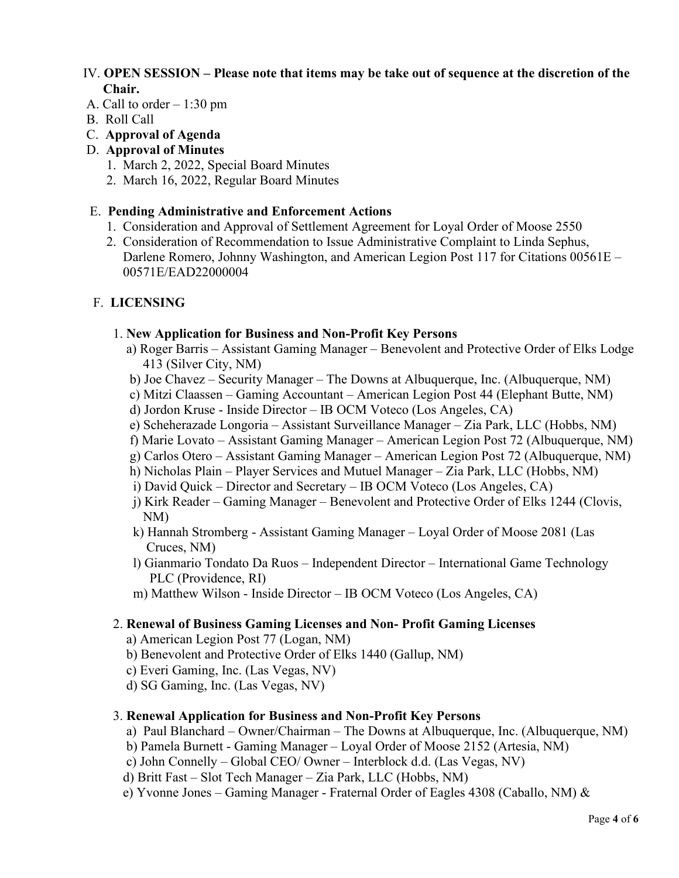IV. **OPEN SESSION – Please note that items may be take out of sequence at the discretion of the Chair.**

A. Call to order – 1:30 pm

B. Roll Call

C. **Approval of Agenda**

D. **Approval of Minutes**

1. March 2, 2022, Special Board Minutes
2. March 16, 2022, Regular Board Minutes

E. **Pending Administrative and Enforcement Actions**

1. Consideration and Approval of Settlement Agreement for Loyal Order of Moose 2550
2. Consideration of Recommendation to Issue Administrative Complaint to Linda Sephus, Darlene Romero, Johnny Washington, and American Legion Post 117 for Citations 00561E – 00571E/EAD22000004

F. **LICENSING**

1. **New Application for Business and Non-Profit Key Persons**
   - a) Roger Barris – Assistant Gaming Manager – Benevolent and Protective Order of Elks Lodge 413 (Silver City, NM)
   - b) Joe Chavez – Security Manager – The Downs at Albuquerque, Inc. (Albuquerque, NM)
   - c) Mitzi Claassen – Gaming Accountant – American Legion Post 44 (Elephant Butte, NM)
   - d) Jordon Kruse - Inside Director – IB OCM Voteco (Los Angeles, CA)
   - e) Scheherazade Longoria – Assistant Surveillance Manager – Zia Park, LLC (Hobbs, NM)
   - f) Marie Lovato – Assistant Gaming Manager – American Legion Post 72 (Albuquerque, NM)
   - g) Carlos Otero – Assistant Gaming Manager – American Legion Post 72 (Albuquerque, NM)
   - h) Nicholas Plain – Player Services and Mutuel Manager – Zia Park, LLC (Hobbs, NM)
   - i) David Quick – Director and Secretary – IB OCM Voteco (Los Angeles, CA)
   - j) Kirk Reader – Gaming Manager – Benevolent and Protective Order of Elks 1244 (Clovis, NM)
   - k) Hannah Stromberg - Assistant Gaming Manager – Loyal Order of Moose 2081 (Las Cruces, NM)
   - l) Gianmario Tondato Da Ruos – Independent Director – International Game Technology PLC (Providence, RI)
   - m) Matthew Wilson - Inside Director – IB OCM Voteco (Los Angeles, CA)

2. **Renewal of Business Gaming Licenses and Non- Profit Gaming Licenses**
   - a) American Legion Post 77 (Logan, NM)
   - b) Benevolent and Protective Order of Elks 1440 (Gallup, NM)
   - c) Everi Gaming, Inc. (Las Vegas, NV)
   - d) SG Gaming, Inc. (Las Vegas, NV)

3. **Renewal Application for Business and Non-Profit Key Persons**
   - a) Paul Blanchard – Owner/Chairman – The Downs at Albuquerque, Inc. (Albuquerque, NM)
   - b) Pamela Burnett - Gaming Manager – Loyal Order of Moose 2152 (Artesia, NM)
   - c) John Connelly – Global CEO/ Owner – Interblock d.d. (Las Vegas, NV)
   - d) Britt Fast – Slot Tech Manager – Zia Park, LLC (Hobbs, NM)
   - e) Yvonne Jones – Gaming Manager - Fraternal Order of Eagles 4308 (Caballo, NM) &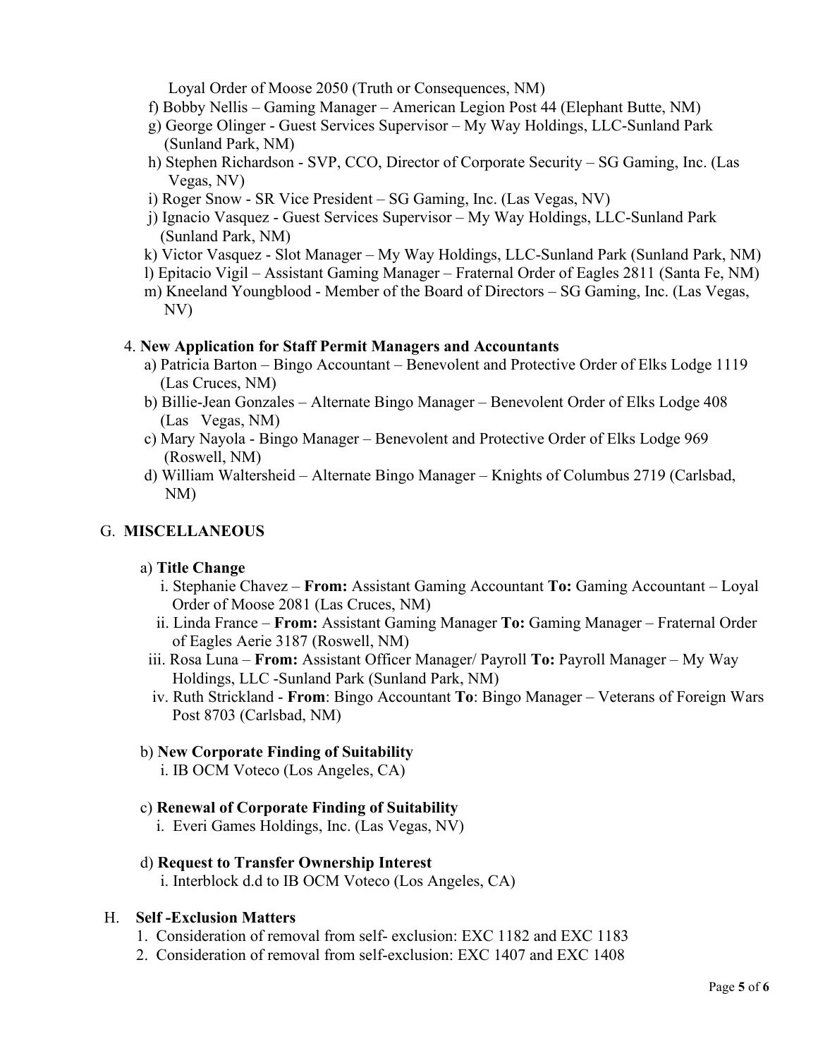Loyal Order of Moose 2050 (Truth or Consequences, NM)

f) Bobby Nellis – Gaming Manager – American Legion Post 44 (Elephant Butte, NM)

g) George Olinger - Guest Services Supervisor – My Way Holdings, LLC-Sunland Park (Sunland Park, NM)

h) Stephen Richardson - SVP, CCO, Director of Corporate Security – SG Gaming, Inc. (Las Vegas, NV)

i) Roger Snow - SR Vice President – SG Gaming, Inc. (Las Vegas, NV)

j) Ignacio Vasquez - Guest Services Supervisor – My Way Holdings, LLC-Sunland Park (Sunland Park, NM)

k) Victor Vasquez - Slot Manager – My Way Holdings, LLC-Sunland Park (Sunland Park, NM)

l) Epitacio Vigil – Assistant Gaming Manager – Fraternal Order of Eagles 2811 (Santa Fe, NM)

m) Kneeland Youngblood - Member of the Board of Directors – SG Gaming, Inc. (Las Vegas, NV)

4. **New Application for Staff Permit Managers and Accountants**

a) Patricia Barton – Bingo Accountant – Benevolent and Protective Order of Elks Lodge 1119 (Las Cruces, NM)

b) Billie-Jean Gonzales – Alternate Bingo Manager – Benevolent Order of Elks Lodge 408 (Las Vegas, NM)

c) Mary Nayola - Bingo Manager – Benevolent and Protective Order of Elks Lodge 969 (Roswell, NM)

d) William Waltersheid – Alternate Bingo Manager – Knights of Columbus 2719 (Carlsbad, NM)

## G. MISCELLANEOUS

a) **Title Change**

i. Stephanie Chavez – **From:** Assistant Gaming Accountant **To:** Gaming Accountant – Loyal Order of Moose 2081 (Las Cruces, NM)

ii. Linda France – **From:** Assistant Gaming Manager **To:** Gaming Manager – Fraternal Order of Eagles Aerie 3187 (Roswell, NM)

iii. Rosa Luna – **From:** Assistant Officer Manager/ Payroll **To:** Payroll Manager – My Way Holdings, LLC -Sunland Park (Sunland Park, NM)

iv. Ruth Strickland - **From**: Bingo Accountant **To**: Bingo Manager – Veterans of Foreign Wars Post 8703 (Carlsbad, NM)

b) **New Corporate Finding of Suitability**

i. IB OCM Voteco (Los Angeles, CA)

c) **Renewal of Corporate Finding of Suitability**

i. Everi Games Holdings, Inc. (Las Vegas, NV)

d) **Request to Transfer Ownership Interest**

i. Interblock d.d to IB OCM Voteco (Los Angeles, CA)

## H. Self -Exclusion Matters

1. Consideration of removal from self- exclusion: EXC 1182 and EXC 1183
2. Consideration of removal from self-exclusion: EXC 1407 and EXC 1408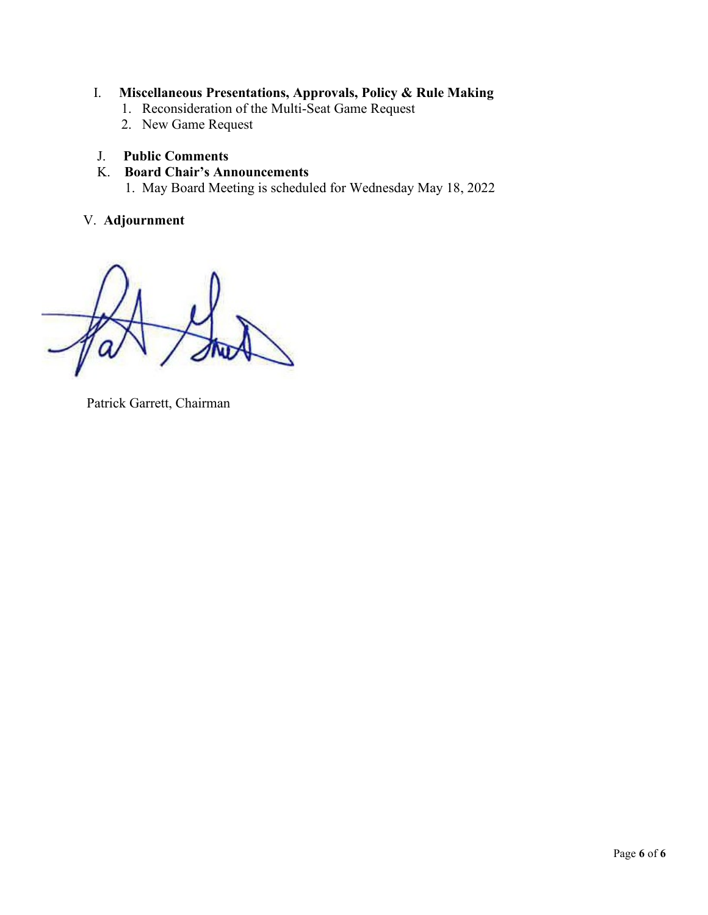I. **Miscellaneous Presentations, Approvals, Policy & Rule Making**
   1. Reconsideration of the Multi-Seat Game Request
   2. New Game Request

J. **Public Comments**

K. **Board Chair's Announcements**
   1. May Board Meeting is scheduled for Wednesday May 18, 2022

V. **Adjournment**

Patrick Garrett, Chairman